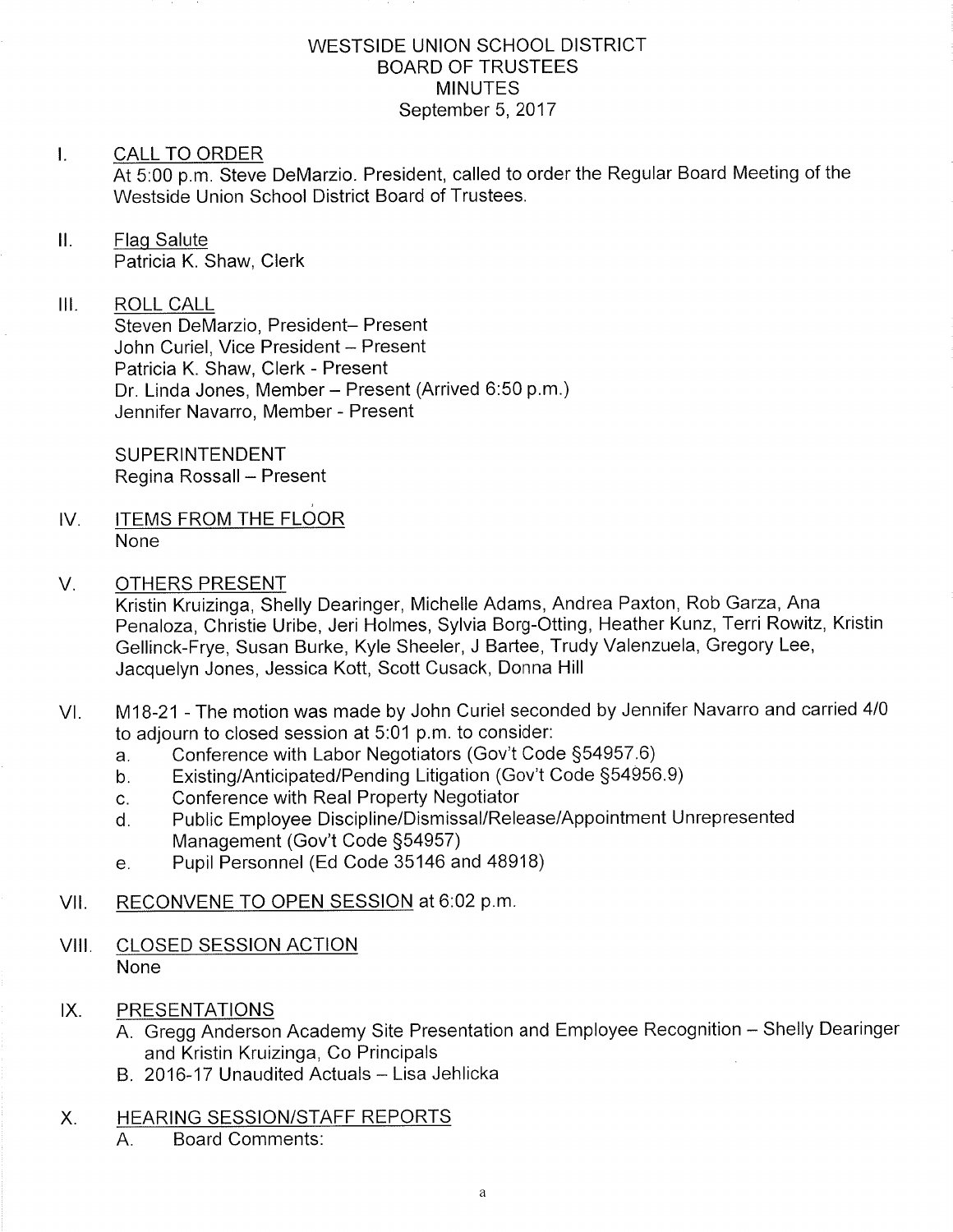WESTSIDE UNION SCHOOL DISTRICT
BOARD OF TRUSTEES
MINUTES
September 5, 2017

I. CALL TO ORDER
At 5:00 p.m. Steve DeMarzio. President, called to order the Regular Board Meeting of the Westside Union School District Board of Trustees.

II. Flag Salute
Patricia K. Shaw, Clerk

III. ROLL CALL
Steven DeMarzio, President– Present
John Curiel, Vice President – Present
Patricia K. Shaw, Clerk - Present
Dr. Linda Jones, Member – Present (Arrived 6:50 p.m.)
Jennifer Navarro, Member - Present

SUPERINTENDENT
Regina Rossall – Present

IV. ITEMS FROM THE FLOOR
None

V. OTHERS PRESENT
Kristin Kruizinga, Shelly Dearinger, Michelle Adams, Andrea Paxton, Rob Garza, Ana Penaloza, Christie Uribe, Jeri Holmes, Sylvia Borg-Otting, Heather Kunz, Terri Rowitz, Kristin Gellinck-Frye, Susan Burke, Kyle Sheeler, J Bartee, Trudy Valenzuela, Gregory Lee, Jacquelyn Jones, Jessica Kott, Scott Cusack, Donna Hill

VI. M18-21 - The motion was made by John Curiel seconded by Jennifer Navarro and carried 4/0 to adjourn to closed session at 5:01 p.m. to consider:
  a. Conference with Labor Negotiators (Gov't Code §54957.6)
  b. Existing/Anticipated/Pending Litigation (Gov't Code §54956.9)
  c. Conference with Real Property Negotiator
  d. Public Employee Discipline/Dismissal/Release/Appointment Unrepresented Management (Gov't Code §54957)
  e. Pupil Personnel (Ed Code 35146 and 48918)

VII. RECONVENE TO OPEN SESSION at 6:02 p.m.

VIII. CLOSED SESSION ACTION
None

IX. PRESENTATIONS
  A. Gregg Anderson Academy Site Presentation and Employee Recognition – Shelly Dearinger and Kristin Kruizinga, Co Principals
  B. 2016-17 Unaudited Actuals – Lisa Jehlicka

X. HEARING SESSION/STAFF REPORTS
  A. Board Comments: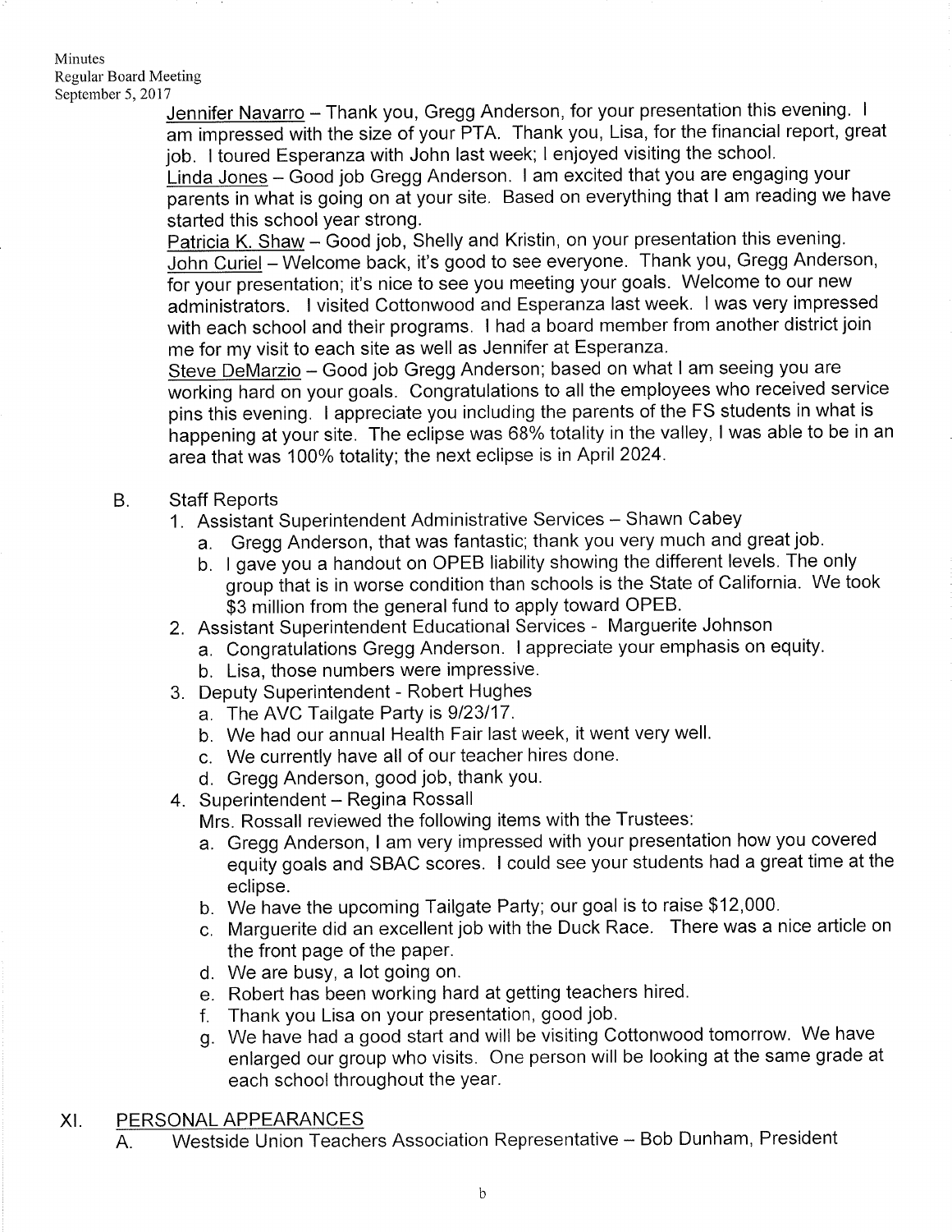Jennifer Navarro – Thank you, Gregg Anderson, for your presentation this evening. I am impressed with the size of your PTA. Thank you, Lisa, for the financial report, great job. I toured Esperanza with John last week; I enjoyed visiting the school.

Linda Jones – Good job Gregg Anderson. I am excited that you are engaging your parents in what is going on at your site. Based on everything that I am reading we have started this school year strong.

Patricia K. Shaw – Good job, Shelly and Kristin, on your presentation this evening.

John Curiel – Welcome back, it's good to see everyone. Thank you, Gregg Anderson, for your presentation; it's nice to see you meeting your goals. Welcome to our new administrators. I visited Cottonwood and Esperanza last week. I was very impressed with each school and their programs. I had a board member from another district join me for my visit to each site as well as Jennifer at Esperanza.

Steve DeMarzio – Good job Gregg Anderson; based on what I am seeing you are working hard on your goals. Congratulations to all the employees who received service pins this evening. I appreciate you including the parents of the FS students in what is happening at your site. The eclipse was 68% totality in the valley, I was able to be in an area that was 100% totality; the next eclipse is in April 2024.

B. Staff Reports

1. Assistant Superintendent Administrative Services – Shawn Cabey
   a. Gregg Anderson, that was fantastic; thank you very much and great job.
   b. I gave you a handout on OPEB liability showing the different levels. The only group that is in worse condition than schools is the State of California. We took $3 million from the general fund to apply toward OPEB.
2. Assistant Superintendent Educational Services - Marguerite Johnson
   a. Congratulations Gregg Anderson. I appreciate your emphasis on equity.
   b. Lisa, those numbers were impressive.
3. Deputy Superintendent - Robert Hughes
   a. The AVC Tailgate Party is 9/23/17.
   b. We had our annual Health Fair last week, it went very well.
   c. We currently have all of our teacher hires done.
   d. Gregg Anderson, good job, thank you.
4. Superintendent – Regina Rossall

   Mrs. Rossall reviewed the following items with the Trustees:
   a. Gregg Anderson, I am very impressed with your presentation how you covered equity goals and SBAC scores. I could see your students had a great time at the eclipse.
   b. We have the upcoming Tailgate Party; our goal is to raise $12,000.
   c. Marguerite did an excellent job with the Duck Race. There was a nice article on the front page of the paper.
   d. We are busy, a lot going on.
   e. Robert has been working hard at getting teachers hired.
   f. Thank you Lisa on your presentation, good job.
   g. We have had a good start and will be visiting Cottonwood tomorrow. We have enlarged our group who visits. One person will be looking at the same grade at each school throughout the year.

## XI. PERSONAL APPEARANCES

A. Westside Union Teachers Association Representative – Bob Dunham, President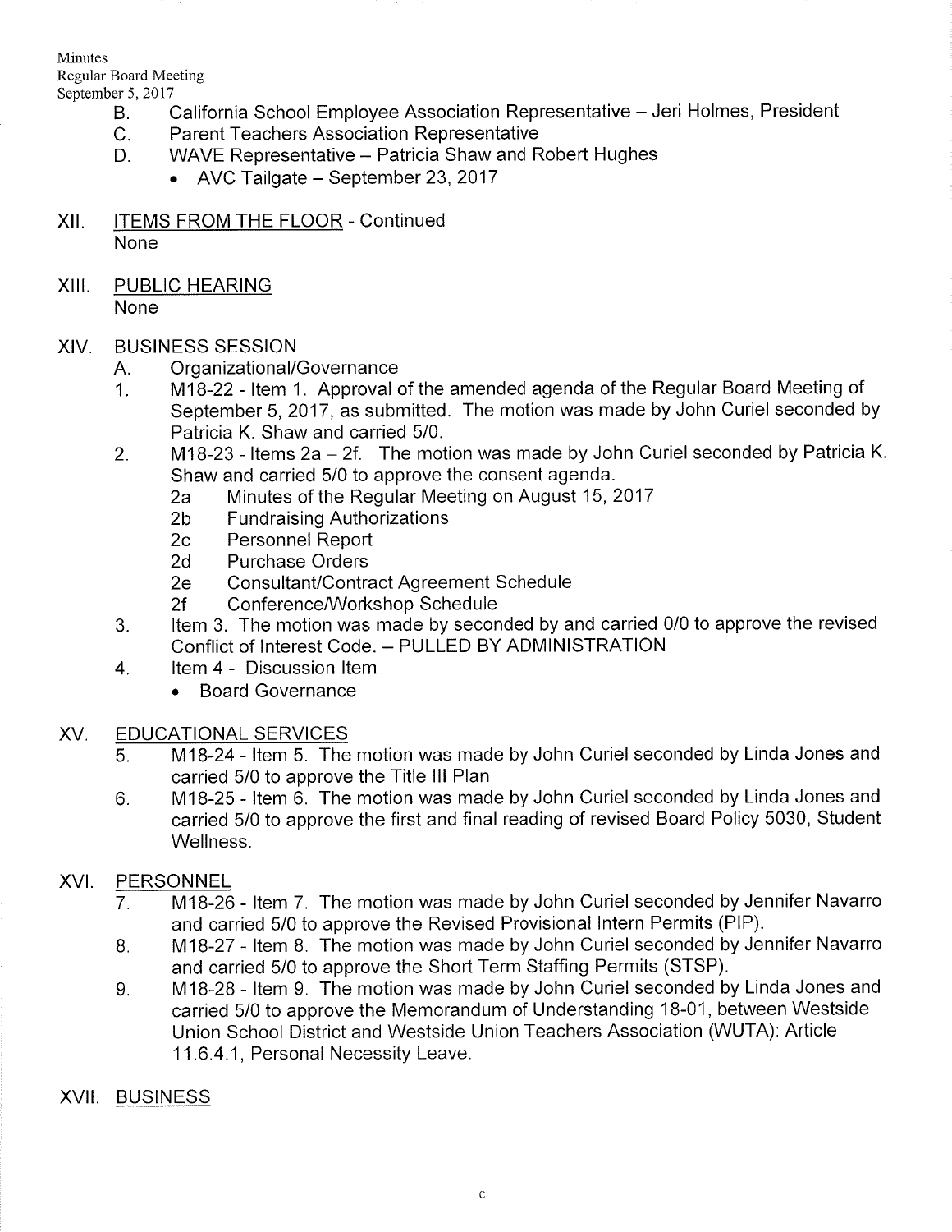B. California School Employee Association Representative – Jeri Holmes, President
C. Parent Teachers Association Representative
D. WAVE Representative – Patricia Shaw and Robert Hughes
   - AVC Tailgate – September 23, 2017

XII. ITEMS FROM THE FLOOR - Continued
None

XIII. PUBLIC HEARING
None

XIV. BUSINESS SESSION
A. Organizational/Governance
1. M18-22 - Item 1. Approval of the amended agenda of the Regular Board Meeting of September 5, 2017, as submitted. The motion was made by John Curiel seconded by Patricia K. Shaw and carried 5/0.
2. M18-23 - Items 2a – 2f. The motion was made by John Curiel seconded by Patricia K. Shaw and carried 5/0 to approve the consent agenda.
   2a Minutes of the Regular Meeting on August 15, 2017
   2b Fundraising Authorizations
   2c Personnel Report
   2d Purchase Orders
   2e Consultant/Contract Agreement Schedule
   2f Conference/Workshop Schedule
3. Item 3. The motion was made by seconded by and carried 0/0 to approve the revised Conflict of Interest Code. – PULLED BY ADMINISTRATION
4. Item 4 - Discussion Item
   - Board Governance

XV. EDUCATIONAL SERVICES
5. M18-24 - Item 5. The motion was made by John Curiel seconded by Linda Jones and carried 5/0 to approve the Title III Plan
6. M18-25 - Item 6. The motion was made by John Curiel seconded by Linda Jones and carried 5/0 to approve the first and final reading of revised Board Policy 5030, Student Wellness.

XVI. PERSONNEL
7. M18-26 - Item 7. The motion was made by John Curiel seconded by Jennifer Navarro and carried 5/0 to approve the Revised Provisional Intern Permits (PIP).
8. M18-27 - Item 8. The motion was made by John Curiel seconded by Jennifer Navarro and carried 5/0 to approve the Short Term Staffing Permits (STSP).
9. M18-28 - Item 9. The motion was made by John Curiel seconded by Linda Jones and carried 5/0 to approve the Memorandum of Understanding 18-01, between Westside Union School District and Westside Union Teachers Association (WUTA): Article 11.6.4.1, Personal Necessity Leave.

XVII. BUSINESS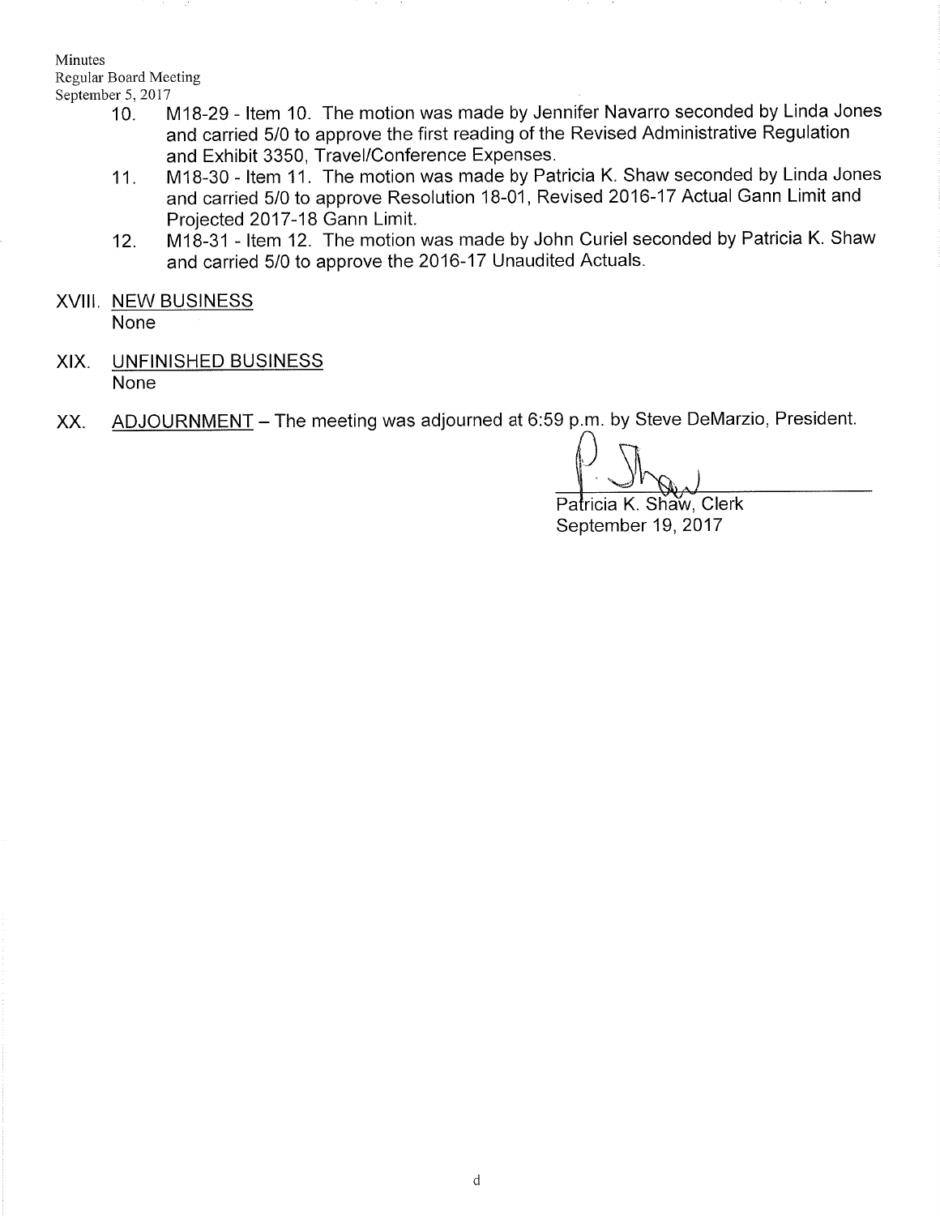10. M18-29 - Item 10. The motion was made by Jennifer Navarro seconded by Linda Jones and carried 5/0 to approve the first reading of the Revised Administrative Regulation and Exhibit 3350, Travel/Conference Expenses.
11. M18-30 - Item 11. The motion was made by Patricia K. Shaw seconded by Linda Jones and carried 5/0 to approve Resolution 18-01, Revised 2016-17 Actual Gann Limit and Projected 2017-18 Gann Limit.
12. M18-31 - Item 12. The motion was made by John Curiel seconded by Patricia K. Shaw and carried 5/0 to approve the 2016-17 Unaudited Actuals.

XVIII. <u>NEW BUSINESS</u>
None

XIX. <u>UNFINISHED BUSINESS</u>
None

XX. <u>ADJOURNMENT</u> – The meeting was adjourned at 6:59 p.m. by Steve DeMarzio, President.

Patricia K. Shaw, Clerk
September 19, 2017